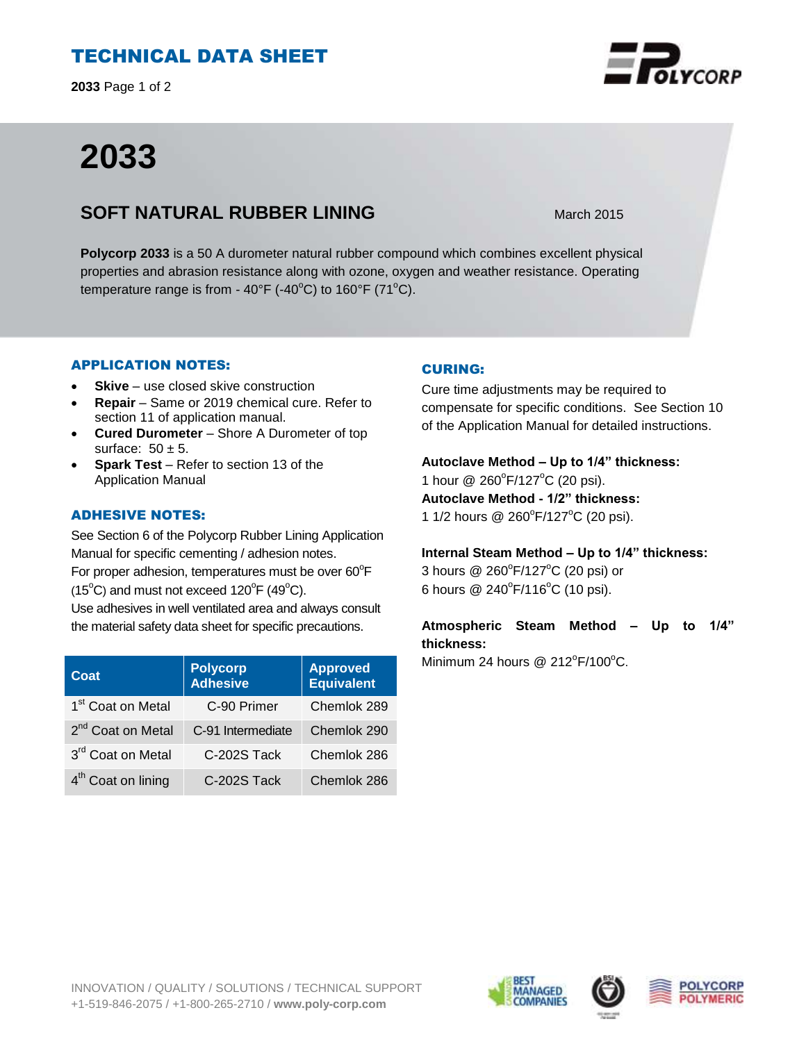# TECHNICAL DATA SHEET

**2033** Page 1 of 2

# 2033

## SOFT NATURAL RUBBER LINING

March 2015

**Polycorp 2033** is a 50 A durometer natural rubber compound which combines excellent physical properties and abrasion resistance along with ozone, oxygen and weather resistance. Operating temperature range is from - 40°F (-40°C) to 160°F (71°C).

### APPLICATION NOTES:

- **Skive** – use closed skive construction
- **Repair** – Same or 2019 chemical cure. Refer to section 11 of application manual.
- **Cured Durometer** – Shore A Durometer of top surface: 50 ± 5.
- **Spark Test** – Refer to section 13 of the Application Manual

### ADHESIVE NOTES:

See Section 6 of the Polycorp Rubber Lining Application Manual for specific cementing / adhesion notes.
For proper adhesion, temperatures must be over 60°F (15°C) and must not exceed 120°F (49°C).
Use adhesives in well ventilated area and always consult the material safety data sheet for specific precautions.

| Coat | Polycorp Adhesive | Approved Equivalent |
|---|---|---|
| 1st Coat on Metal | C-90 Primer | Chemlok 289 |
| 2nd Coat on Metal | C-91 Intermediate | Chemlok 290 |
| 3rd Coat on Metal | C-202S Tack | Chemlok 286 |
| 4th Coat on lining | C-202S Tack | Chemlok 286 |

### CURING:

Cure time adjustments may be required to compensate for specific conditions. See Section 10 of the Application Manual for detailed instructions.

**Autoclave Method – Up to 1/4" thickness:**
1 hour @ 260°F/127°C (20 psi).
**Autoclave Method - 1/2" thickness:**
1 1/2 hours @ 260°F/127°C (20 psi).

**Internal Steam Method – Up to 1/4" thickness:**
3 hours @ 260°F/127°C (20 psi) or
6 hours @ 240°F/116°C (10 psi).

**Atmospheric Steam Method – Up to 1/4" thickness:**
Minimum 24 hours @ 212°F/100°C.

INNOVATION / QUALITY / SOLUTIONS / TECHNICAL SUPPORT
+1-519-846-2075 / +1-800-265-2710 / **www.poly-corp.com**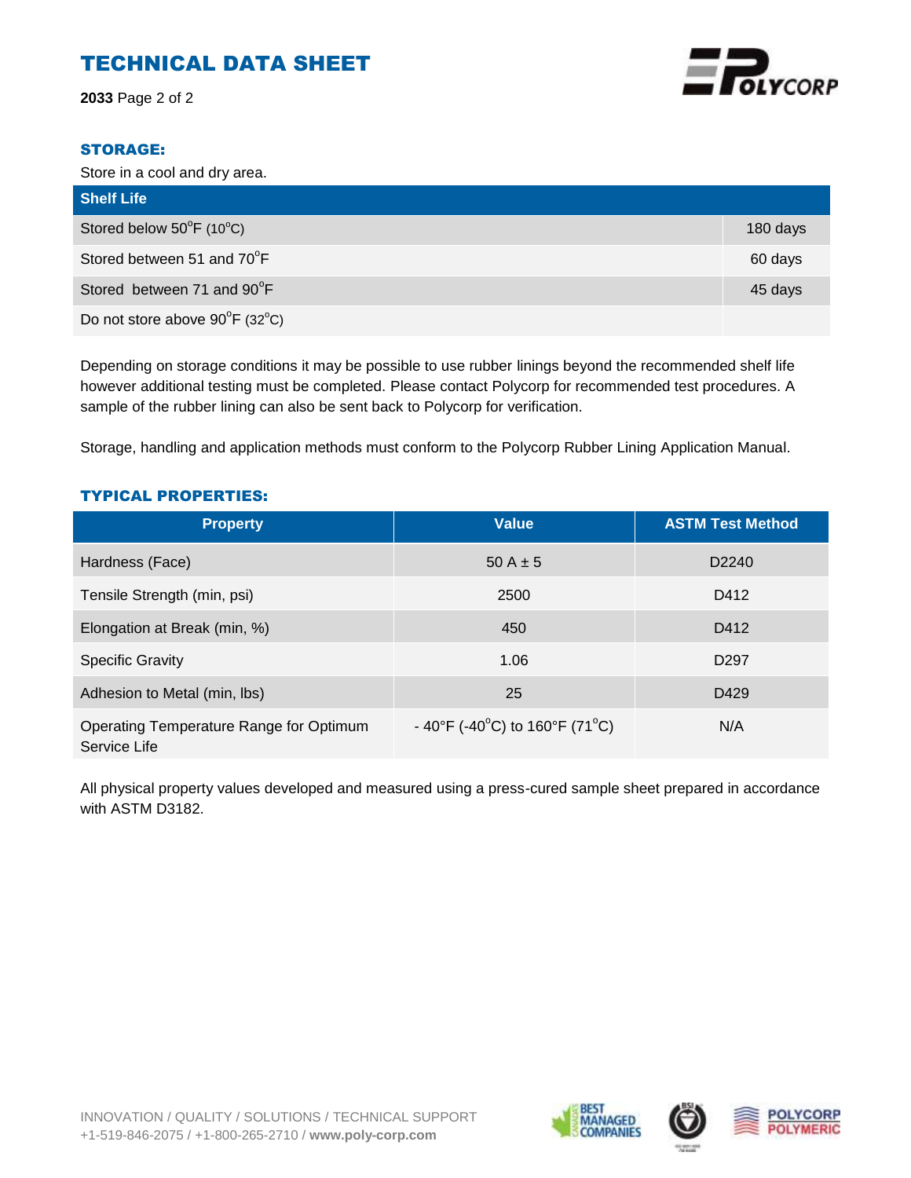## STORAGE:

Store in a cool and dry area.

| Shelf Life | |
|---|---|
| Stored below 50°F (10°C) | 180 days |
| Stored between 51 and 70°F | 60 days |
| Stored between 71 and 90°F | 45 days |
| Do not store above 90°F (32°C) | |

Depending on storage conditions it may be possible to use rubber linings beyond the recommended shelf life however additional testing must be completed. Please contact Polycorp for recommended test procedures. A sample of the rubber lining can also be sent back to Polycorp for verification.

Storage, handling and application methods must conform to the Polycorp Rubber Lining Application Manual.

## TYPICAL PROPERTIES:

| Property | Value | ASTM Test Method |
|---|---|---|
| Hardness (Face) | 50 A ± 5 | D2240 |
| Tensile Strength (min, psi) | 2500 | D412 |
| Elongation at Break (min, %) | 450 | D412 |
| Specific Gravity | 1.06 | D297 |
| Adhesion to Metal (min, lbs) | 25 | D429 |
| Operating Temperature Range for Optimum Service Life | - 40°F (-40°C) to 160°F (71°C) | N/A |

All physical property values developed and measured using a press-cured sample sheet prepared in accordance with ASTM D3182.